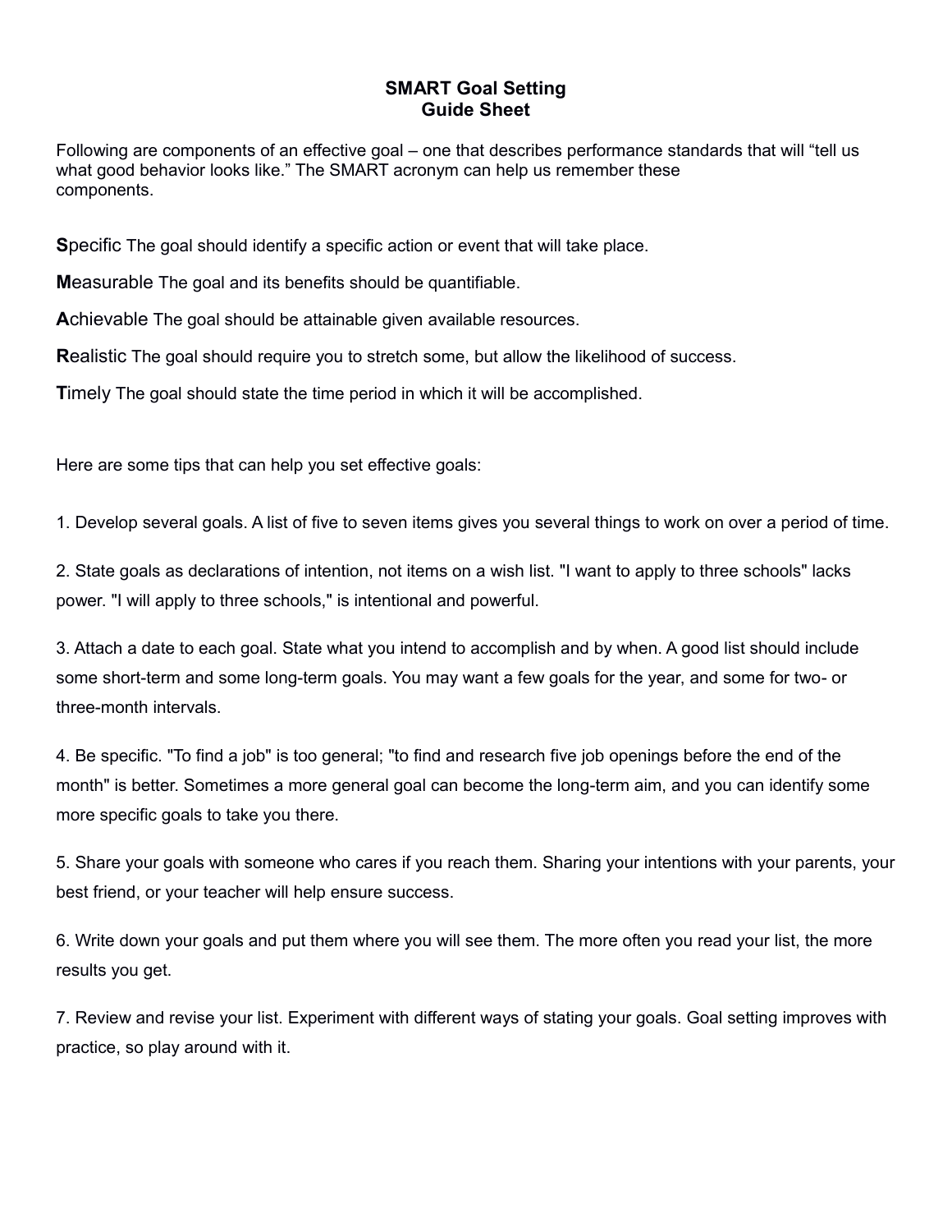# SMART Goal Setting
## Guide Sheet

Following are components of an effective goal – one that describes performance standards that will "tell us what good behavior looks like." The SMART acronym can help us remember these components.

**S**pecific The goal should identify a specific action or event that will take place.

**M**easurable The goal and its benefits should be quantifiable.

**A**chievable The goal should be attainable given available resources.

**R**ealistic The goal should require you to stretch some, but allow the likelihood of success.

**T**imely The goal should state the time period in which it will be accomplished.

Here are some tips that can help you set effective goals:

1. Develop several goals. A list of five to seven items gives you several things to work on over a period of time.

2. State goals as declarations of intention, not items on a wish list. "I want to apply to three schools" lacks power. "I will apply to three schools," is intentional and powerful.

3. Attach a date to each goal. State what you intend to accomplish and by when. A good list should include some short-term and some long-term goals. You may want a few goals for the year, and some for two- or three-month intervals.

4. Be specific. "To find a job" is too general; "to find and research five job openings before the end of the month" is better. Sometimes a more general goal can become the long-term aim, and you can identify some more specific goals to take you there.

5. Share your goals with someone who cares if you reach them. Sharing your intentions with your parents, your best friend, or your teacher will help ensure success.

6. Write down your goals and put them where you will see them. The more often you read your list, the more results you get.

7. Review and revise your list. Experiment with different ways of stating your goals. Goal setting improves with practice, so play around with it.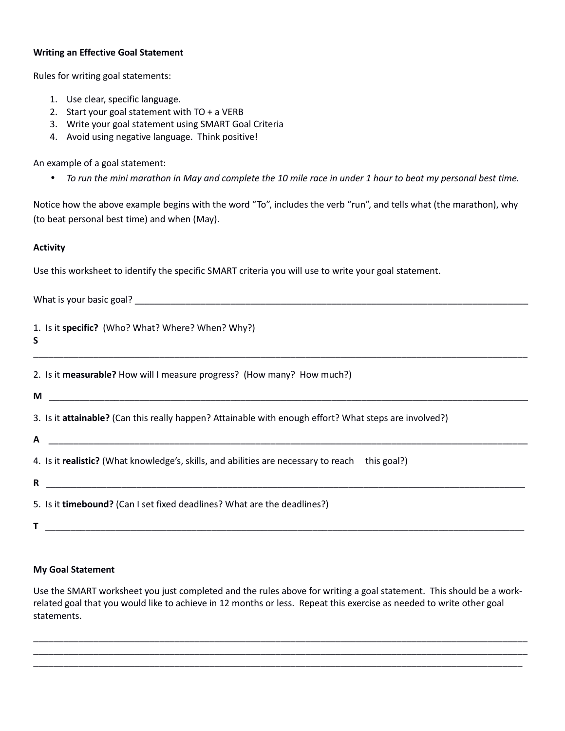**Writing an Effective Goal Statement**

Rules for writing goal statements:

1. Use clear, specific language.
2. Start your goal statement with TO + a VERB
3. Write your goal statement using SMART Goal Criteria
4. Avoid using negative language. Think positive!

An example of a goal statement:

- *To run the mini marathon in May and complete the 10 mile race in under 1 hour to beat my personal best time.*

Notice how the above example begins with the word "To", includes the verb "run", and tells what (the marathon), why (to beat personal best time) and when (May).

**Activity**

Use this worksheet to identify the specific SMART criteria you will use to write your goal statement.

What is your basic goal? ________________________________________________________________________________

1. Is it **specific?** (Who? What? Where? When? Why?)

**S**
________________________________________________________________________________________________

2. Is it **measurable?** How will I measure progress? (How many? How much?)

**M** ______________________________________________________________________________________________

3. Is it **attainable?** (Can this really happen? Attainable with enough effort? What steps are involved?)

**A** ______________________________________________________________________________________________

4. Is it **realistic?** (What knowledge's, skills, and abilities are necessary to reach this goal?)

**R** ______________________________________________________________________________________________

5. Is it **timebound?** (Can I set fixed deadlines? What are the deadlines?)

**T** ______________________________________________________________________________________________

**My Goal Statement**

Use the SMART worksheet you just completed and the rules above for writing a goal statement. This should be a work-related goal that you would like to achieve in 12 months or less. Repeat this exercise as needed to write other goal statements.

________________________________________________________________________________________________
________________________________________________________________________________________________
________________________________________________________________________________________________